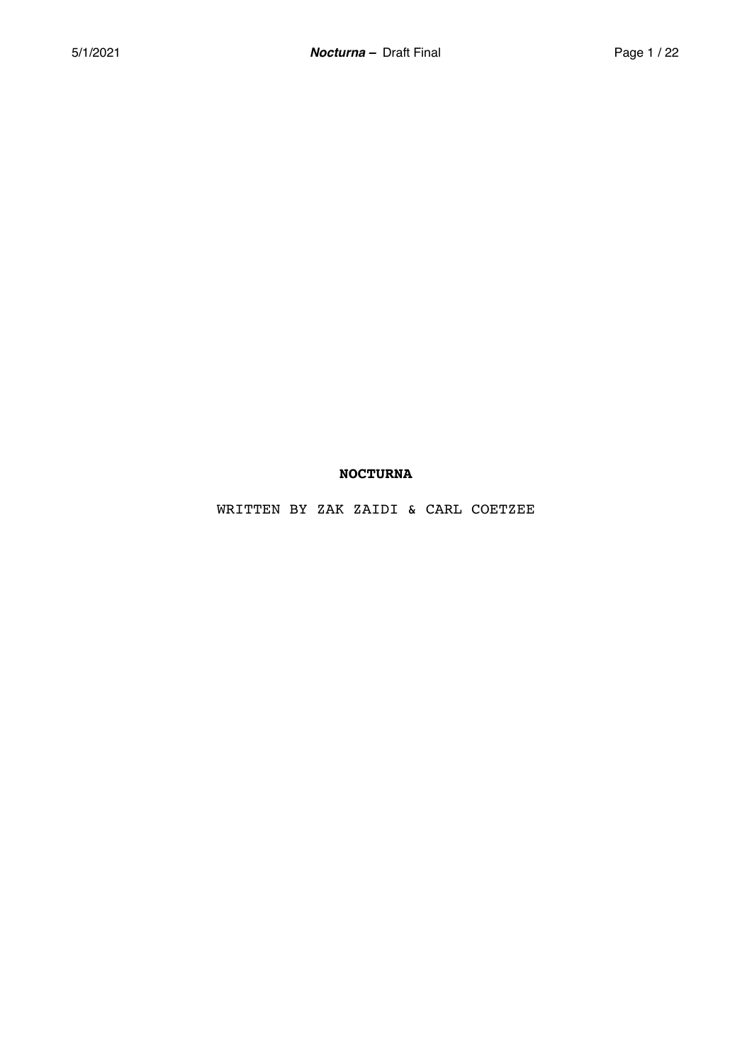**NOCTURNA**

WRITTEN BY ZAK ZAIDI & CARL COETZEE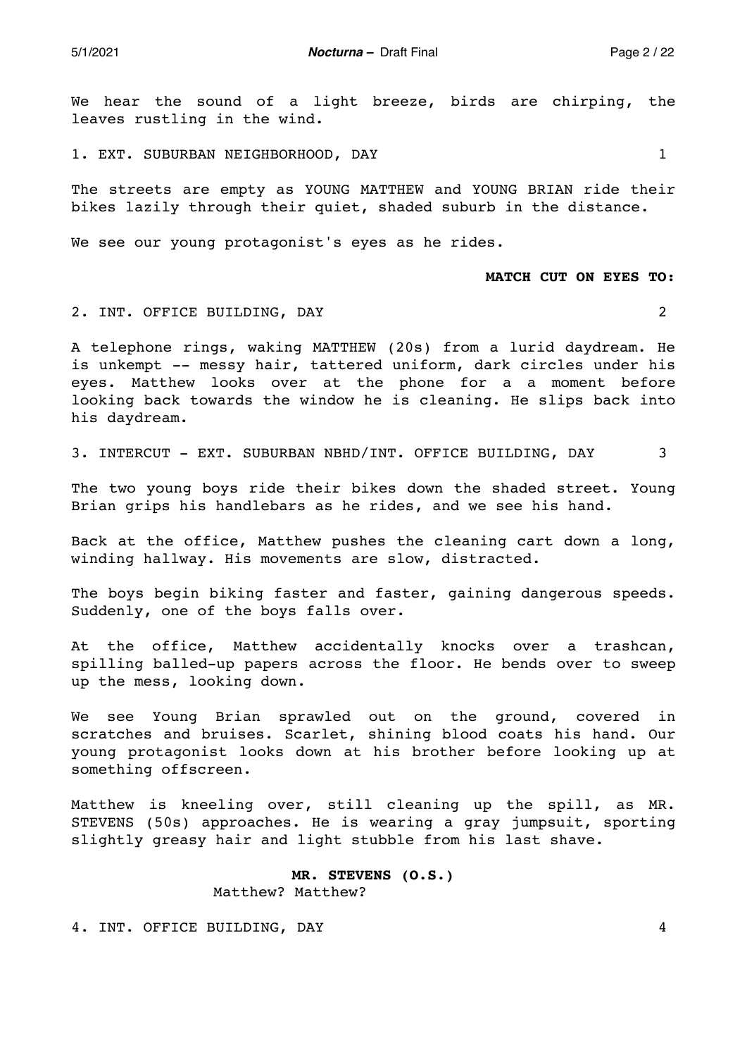We hear the sound of a light breeze, birds are chirping, the leaves rustling in the wind.

1. EXT. SUBURBAN NEIGHBORHOOD, DAY 1

The streets are empty as YOUNG MATTHEW and YOUNG BRIAN ride their bikes lazily through their quiet, shaded suburb in the distance.

We see our young protagonist's eyes as he rides.

**MATCH CUT ON EYES TO:**

2. INT. OFFICE BUILDING, DAY 2

A telephone rings, waking MATTHEW (20s) from a lurid daydream. He is unkempt -- messy hair, tattered uniform, dark circles under his eyes. Matthew looks over at the phone for a a moment before looking back towards the window he is cleaning. He slips back into his daydream.

3. INTERCUT - EXT. SUBURBAN NBHD/INT. OFFICE BUILDING, DAY 3

The two young boys ride their bikes down the shaded street. Young Brian grips his handlebars as he rides, and we see his hand.

Back at the office, Matthew pushes the cleaning cart down a long, winding hallway. His movements are slow, distracted.

The boys begin biking faster and faster, gaining dangerous speeds. Suddenly, one of the boys falls over.

At the office, Matthew accidentally knocks over a trashcan, spilling balled-up papers across the floor. He bends over to sweep up the mess, looking down.

We see Young Brian sprawled out on the ground, covered in scratches and bruises. Scarlet, shining blood coats his hand. Our young protagonist looks down at his brother before looking up at something offscreen.

Matthew is kneeling over, still cleaning up the spill, as MR. STEVENS (50s) approaches. He is wearing a gray jumpsuit, sporting slightly greasy hair and light stubble from his last shave.

**MR. STEVENS (O.S.)**

Matthew? Matthew?

4. INT. OFFICE BUILDING, DAY 4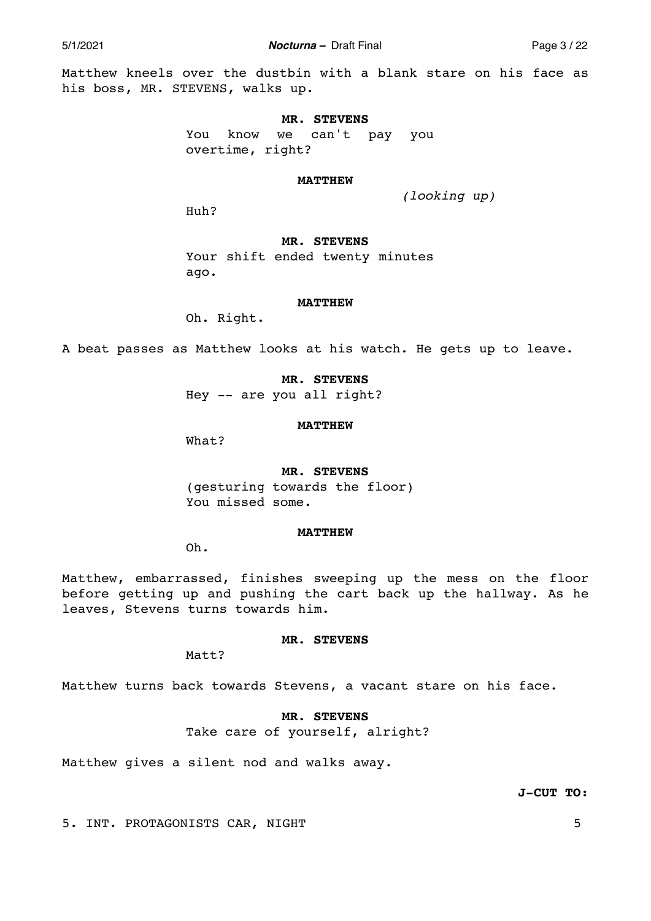Matthew kneels over the dustbin with a blank stare on his face as his boss, MR. STEVENS, walks up.

**MR. STEVENS**
You know we can't pay you overtime, right?

**MATTHEW**
*(looking up)*
Huh?

**MR. STEVENS**
Your shift ended twenty minutes ago.

**MATTHEW**
Oh. Right.

A beat passes as Matthew looks at his watch. He gets up to leave.

**MR. STEVENS**
Hey -- are you all right?

**MATTHEW**
What?

**MR. STEVENS**
(gesturing towards the floor)
You missed some.

**MATTHEW**
Oh.

Matthew, embarrassed, finishes sweeping up the mess on the floor before getting up and pushing the cart back up the hallway. As he leaves, Stevens turns towards him.

**MR. STEVENS**
Matt?

Matthew turns back towards Stevens, a vacant stare on his face.

**MR. STEVENS**
Take care of yourself, alright?

Matthew gives a silent nod and walks away.

**J-CUT TO:**

5. INT. PROTAGONISTS CAR, NIGHT 5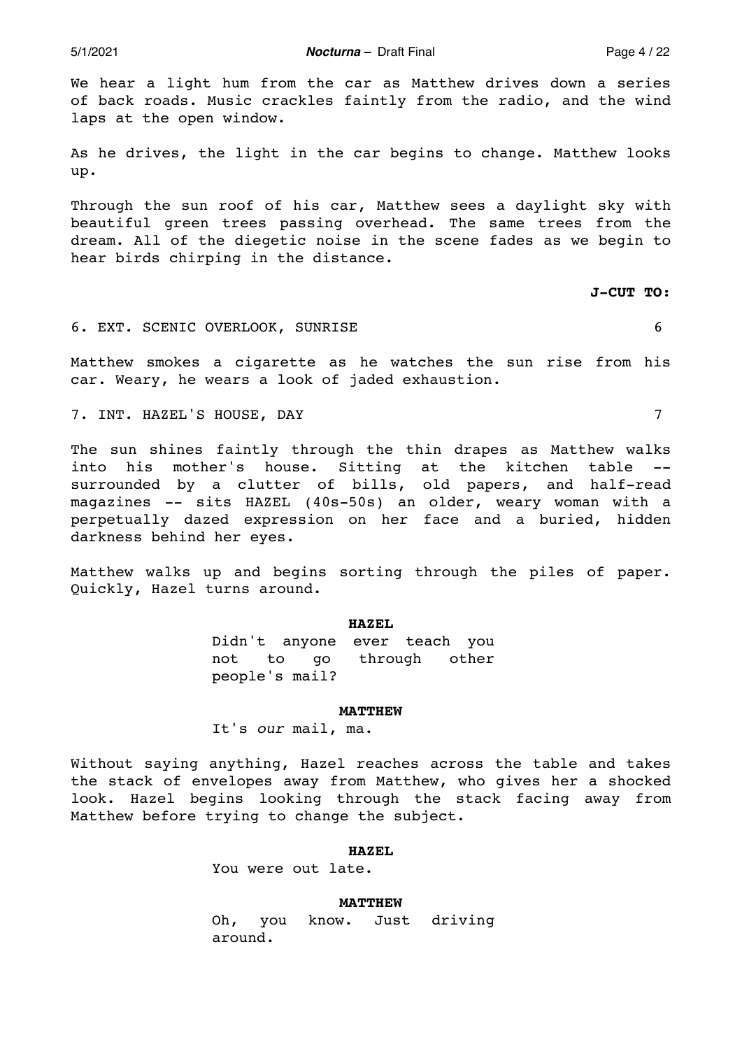We hear a light hum from the car as Matthew drives down a series of back roads. Music crackles faintly from the radio, and the wind laps at the open window.

As he drives, the light in the car begins to change. Matthew looks up.

Through the sun roof of his car, Matthew sees a daylight sky with beautiful green trees passing overhead. The same trees from the dream. All of the diegetic noise in the scene fades as we begin to hear birds chirping in the distance.

**J-CUT TO:**

6. EXT. SCENIC OVERLOOK, SUNRISE 6

Matthew smokes a cigarette as he watches the sun rise from his car. Weary, he wears a look of jaded exhaustion.

7. INT. HAZEL'S HOUSE, DAY 7

The sun shines faintly through the thin drapes as Matthew walks into his mother's house. Sitting at the kitchen table -- surrounded by a clutter of bills, old papers, and half-read magazines -- sits HAZEL (40s-50s) an older, weary woman with a perpetually dazed expression on her face and a buried, hidden darkness behind her eyes.

Matthew walks up and begins sorting through the piles of paper. Quickly, Hazel turns around.

**HAZEL**
Didn't anyone ever teach you not to go through other people's mail?

**MATTHEW**
It's *our* mail, ma.

Without saying anything, Hazel reaches across the table and takes the stack of envelopes away from Matthew, who gives her a shocked look. Hazel begins looking through the stack facing away from Matthew before trying to change the subject.

**HAZEL**
You were out late.

**MATTHEW**
Oh, you know. Just driving around.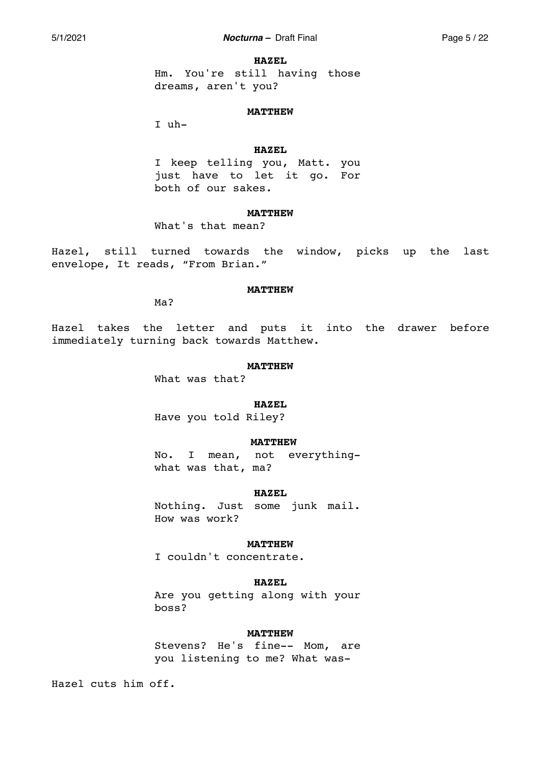**HAZEL**

Hm. You're still having those dreams, aren't you?

**MATTHEW**

I uh-

**HAZEL**

I keep telling you, Matt. you just have to let it go. For both of our sakes.

**MATTHEW**

What's that mean?

Hazel, still turned towards the window, picks up the last envelope, It reads, "From Brian."

**MATTHEW**

Ma?

Hazel takes the letter and puts it into the drawer before immediately turning back towards Matthew.

**MATTHEW**

What was that?

**HAZEL**

Have you told Riley?

**MATTHEW**

No. I mean, not everything- what was that, ma?

**HAZEL**

Nothing. Just some junk mail. How was work?

**MATTHEW**

I couldn't concentrate.

**HAZEL**

Are you getting along with your boss?

**MATTHEW**

Stevens? He's fine-- Mom, are you listening to me? What was-

Hazel cuts him off.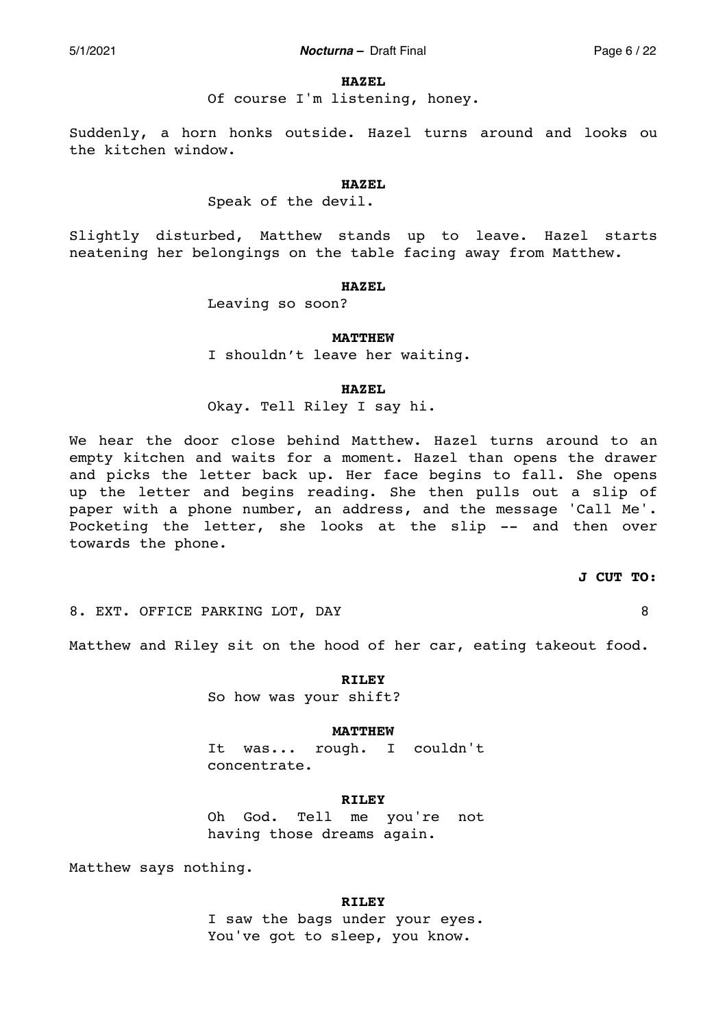**HAZEL**

Of course I'm listening, honey.

Suddenly, a horn honks outside. Hazel turns around and looks ou the kitchen window.

**HAZEL**

Speak of the devil.

Slightly disturbed, Matthew stands up to leave. Hazel starts neatening her belongings on the table facing away from Matthew.

**HAZEL**

Leaving so soon?

**MATTHEW**

I shouldn't leave her waiting.

**HAZEL**

Okay. Tell Riley I say hi.

We hear the door close behind Matthew. Hazel turns around to an empty kitchen and waits for a moment. Hazel than opens the drawer and picks the letter back up. Her face begins to fall. She opens up the letter and begins reading. She then pulls out a slip of paper with a phone number, an address, and the message 'Call Me'. Pocketing the letter, she looks at the slip -- and then over towards the phone.

**J CUT TO:**

8. EXT. OFFICE PARKING LOT, DAY 8

Matthew and Riley sit on the hood of her car, eating takeout food.

**RILEY**

So how was your shift?

**MATTHEW**

It was... rough. I couldn't concentrate.

**RILEY**

Oh God. Tell me you're not having those dreams again.

Matthew says nothing.

**RILEY**

I saw the bags under your eyes. You've got to sleep, you know.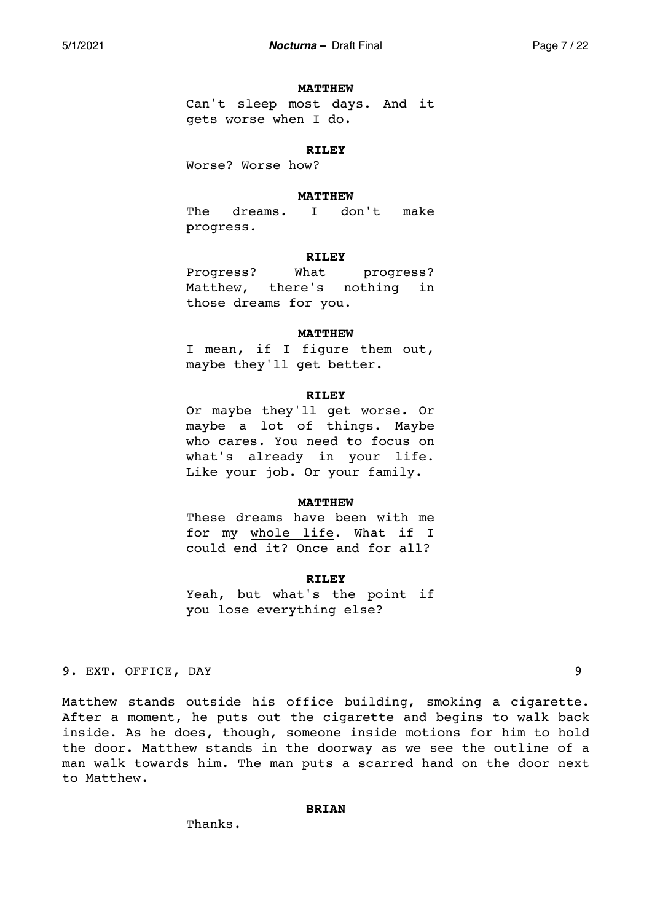**MATTHEW**

Can't sleep most days. And it gets worse when I do.

**RILEY**

Worse? Worse how?

**MATTHEW**

The dreams. I don't make progress.

**RILEY**

Progress? What progress? Matthew, there's nothing in those dreams for you.

**MATTHEW**

I mean, if I figure them out, maybe they'll get better.

**RILEY**

Or maybe they'll get worse. Or maybe a lot of things. Maybe who cares. You need to focus on what's already in your life. Like your job. Or your family.

**MATTHEW**

These dreams have been with me for my <u>whole life</u>. What if I could end it? Once and for all?

**RILEY**

Yeah, but what's the point if you lose everything else?

9. EXT. OFFICE, DAY 9

Matthew stands outside his office building, smoking a cigarette. After a moment, he puts out the cigarette and begins to walk back inside. As he does, though, someone inside motions for him to hold the door. Matthew stands in the doorway as we see the outline of a man walk towards him. The man puts a scarred hand on the door next to Matthew.

**BRIAN**

Thanks.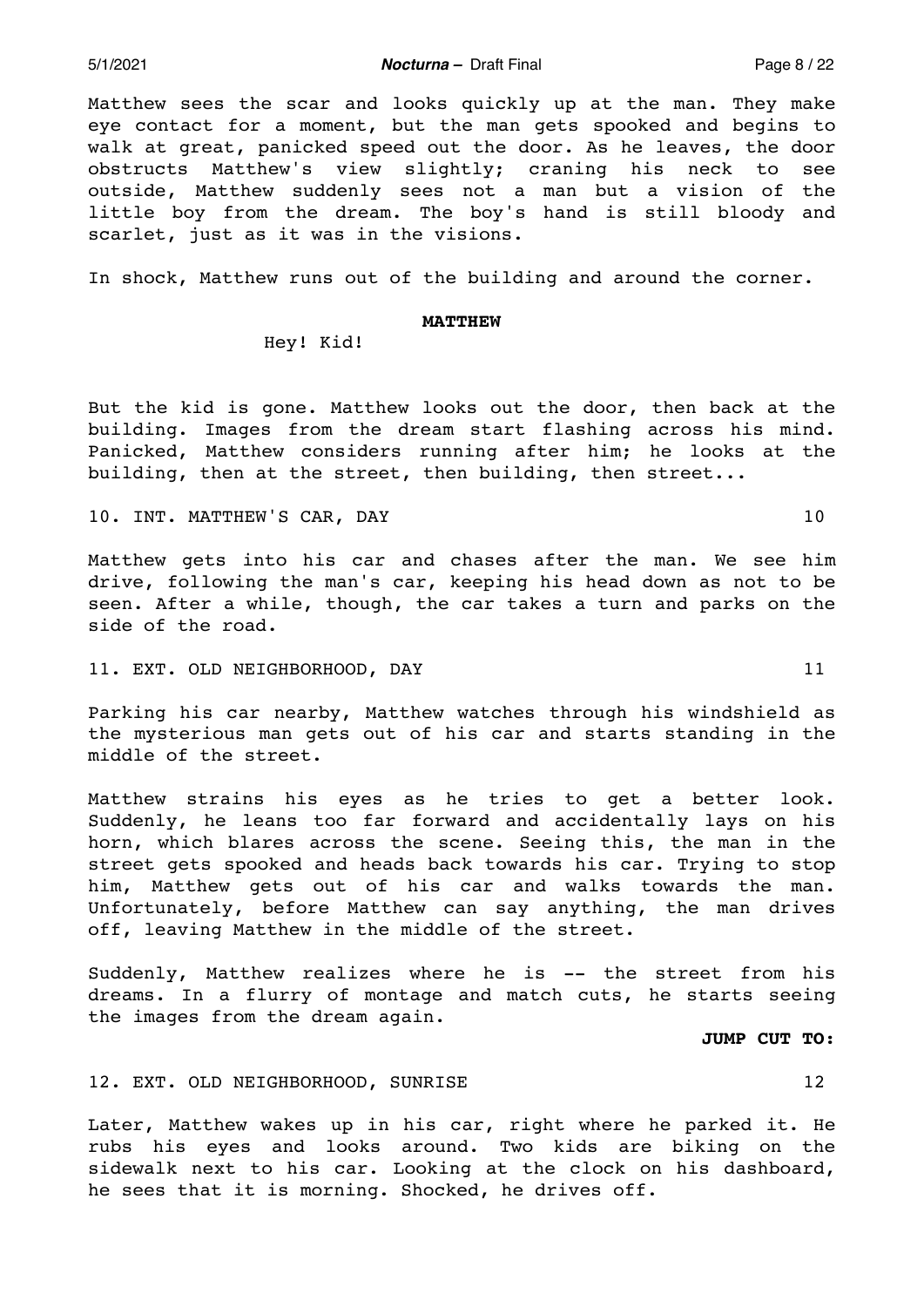Matthew sees the scar and looks quickly up at the man. They make eye contact for a moment, but the man gets spooked and begins to walk at great, panicked speed out the door. As he leaves, the door obstructs Matthew's view slightly; craning his neck to see outside, Matthew suddenly sees not a man but a vision of the little boy from the dream. The boy's hand is still bloody and scarlet, just as it was in the visions.

In shock, Matthew runs out of the building and around the corner.

**MATTHEW**

Hey! Kid!

But the kid is gone. Matthew looks out the door, then back at the building. Images from the dream start flashing across his mind. Panicked, Matthew considers running after him; he looks at the building, then at the street, then building, then street...

10. INT. MATTHEW'S CAR, DAY 10

Matthew gets into his car and chases after the man. We see him drive, following the man's car, keeping his head down as not to be seen. After a while, though, the car takes a turn and parks on the side of the road.

11. EXT. OLD NEIGHBORHOOD, DAY 11

Parking his car nearby, Matthew watches through his windshield as the mysterious man gets out of his car and starts standing in the middle of the street.

Matthew strains his eyes as he tries to get a better look. Suddenly, he leans too far forward and accidentally lays on his horn, which blares across the scene. Seeing this, the man in the street gets spooked and heads back towards his car. Trying to stop him, Matthew gets out of his car and walks towards the man. Unfortunately, before Matthew can say anything, the man drives off, leaving Matthew in the middle of the street.

Suddenly, Matthew realizes where he is -- the street from his dreams. In a flurry of montage and match cuts, he starts seeing the images from the dream again.

**JUMP CUT TO:**

12. EXT. OLD NEIGHBORHOOD, SUNRISE 12

Later, Matthew wakes up in his car, right where he parked it. He rubs his eyes and looks around. Two kids are biking on the sidewalk next to his car. Looking at the clock on his dashboard, he sees that it is morning. Shocked, he drives off.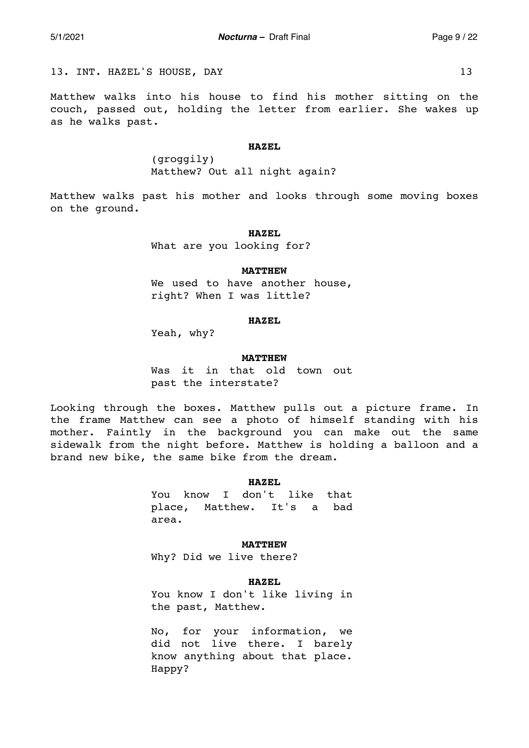13. INT. HAZEL'S HOUSE, DAY 13

Matthew walks into his house to find his mother sitting on the couch, passed out, holding the letter from earlier. She wakes up as he walks past.

**HAZEL**

(groggily)
Matthew? Out all night again?

Matthew walks past his mother and looks through some moving boxes on the ground.

**HAZEL**

What are you looking for?

**MATTHEW**

We used to have another house, right? When I was little?

**HAZEL**

Yeah, why?

**MATTHEW**

Was it in that old town out past the interstate?

Looking through the boxes. Matthew pulls out a picture frame. In the frame Matthew can see a photo of himself standing with his mother. Faintly in the background you can make out the same sidewalk from the night before. Matthew is holding a balloon and a brand new bike, the same bike from the dream.

**HAZEL**

You know I don't like that place, Matthew. It's a bad area.

**MATTHEW**

Why? Did we live there?

**HAZEL**

You know I don't like living in the past, Matthew.

No, for your information, we did not live there. I barely know anything about that place. Happy?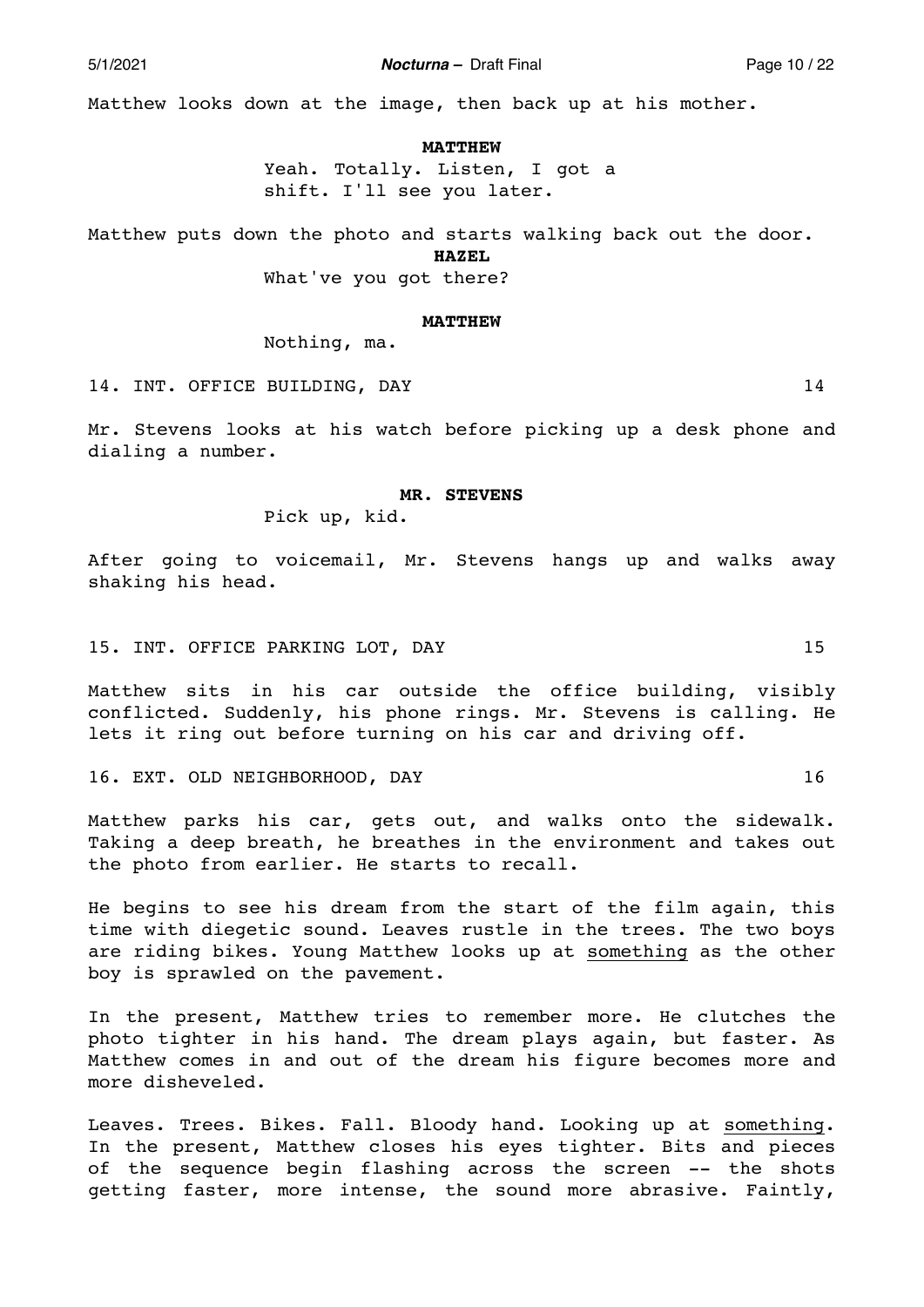Matthew looks down at the image, then back up at his mother.

**MATTHEW**

Yeah. Totally. Listen, I got a shift. I'll see you later.

Matthew puts down the photo and starts walking back out the door.

**HAZEL**

What've you got there?

**MATTHEW**

Nothing, ma.

14. INT. OFFICE BUILDING, DAY 14

Mr. Stevens looks at his watch before picking up a desk phone and dialing a number.

**MR. STEVENS**

Pick up, kid.

After going to voicemail, Mr. Stevens hangs up and walks away shaking his head.

15. INT. OFFICE PARKING LOT, DAY 15

Matthew sits in his car outside the office building, visibly conflicted. Suddenly, his phone rings. Mr. Stevens is calling. He lets it ring out before turning on his car and driving off.

16. EXT. OLD NEIGHBORHOOD, DAY 16

Matthew parks his car, gets out, and walks onto the sidewalk. Taking a deep breath, he breathes in the environment and takes out the photo from earlier. He starts to recall.

He begins to see his dream from the start of the film again, this time with diegetic sound. Leaves rustle in the trees. The two boys are riding bikes. Young Matthew looks up at <u>something</u> as the other boy is sprawled on the pavement.

In the present, Matthew tries to remember more. He clutches the photo tighter in his hand. The dream plays again, but faster. As Matthew comes in and out of the dream his figure becomes more and more disheveled.

Leaves. Trees. Bikes. Fall. Bloody hand. Looking up at <u>something</u>. In the present, Matthew closes his eyes tighter. Bits and pieces of the sequence begin flashing across the screen -- the shots getting faster, more intense, the sound more abrasive. Faintly,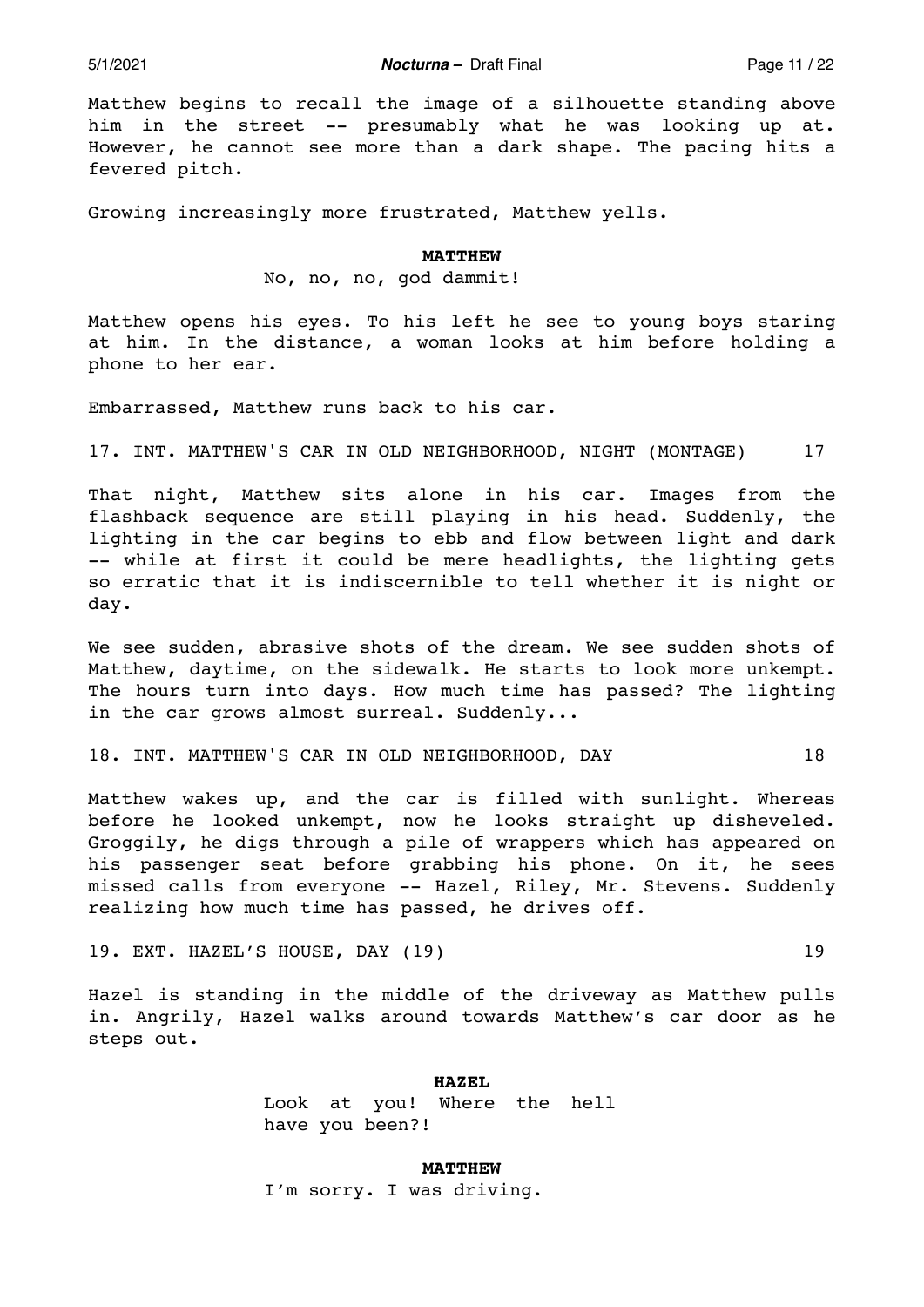Matthew begins to recall the image of a silhouette standing above him in the street -- presumably what he was looking up at. However, he cannot see more than a dark shape. The pacing hits a fevered pitch.

Growing increasingly more frustrated, Matthew yells.

**MATTHEW**
No, no, no, god dammit!

Matthew opens his eyes. To his left he see to young boys staring at him. In the distance, a woman looks at him before holding a phone to her ear.

Embarrassed, Matthew runs back to his car.

17. INT. MATTHEW'S CAR IN OLD NEIGHBORHOOD, NIGHT (MONTAGE) 17

That night, Matthew sits alone in his car. Images from the flashback sequence are still playing in his head. Suddenly, the lighting in the car begins to ebb and flow between light and dark -- while at first it could be mere headlights, the lighting gets so erratic that it is indiscernible to tell whether it is night or day.

We see sudden, abrasive shots of the dream. We see sudden shots of Matthew, daytime, on the sidewalk. He starts to look more unkempt. The hours turn into days. How much time has passed? The lighting in the car grows almost surreal. Suddenly...

18. INT. MATTHEW'S CAR IN OLD NEIGHBORHOOD, DAY 18

Matthew wakes up, and the car is filled with sunlight. Whereas before he looked unkempt, now he looks straight up disheveled. Groggily, he digs through a pile of wrappers which has appeared on his passenger seat before grabbing his phone. On it, he sees missed calls from everyone -- Hazel, Riley, Mr. Stevens. Suddenly realizing how much time has passed, he drives off.

19. EXT. HAZEL'S HOUSE, DAY (19) 19

Hazel is standing in the middle of the driveway as Matthew pulls in. Angrily, Hazel walks around towards Matthew's car door as he steps out.

**HAZEL**
Look at you! Where the hell have you been?!

**MATTHEW**
I'm sorry. I was driving.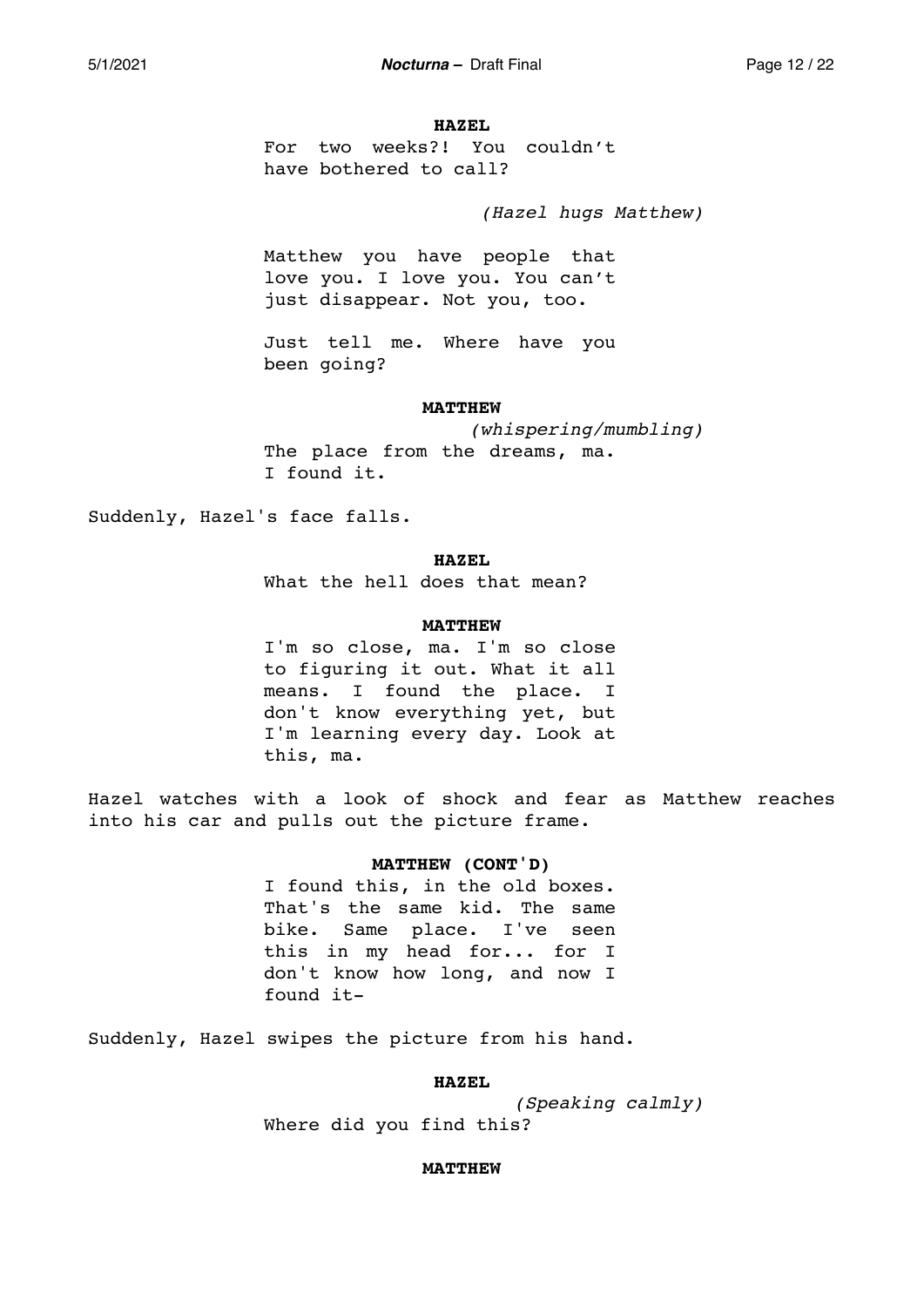**HAZEL**

For two weeks?! You couldn't have bothered to call?

*(Hazel hugs Matthew)*

Matthew you have people that love you. I love you. You can't just disappear. Not you, too.

Just tell me. Where have you been going?

**MATTHEW**

*(whispering/mumbling)*

The place from the dreams, ma. I found it.

Suddenly, Hazel's face falls.

**HAZEL**

What the hell does that mean?

**MATTHEW**

I'm so close, ma. I'm so close to figuring it out. What it all means. I found the place. I don't know everything yet, but I'm learning every day. Look at this, ma.

Hazel watches with a look of shock and fear as Matthew reaches into his car and pulls out the picture frame.

**MATTHEW (CONT'D)**

I found this, in the old boxes. That's the same kid. The same bike. Same place. I've seen this in my head for... for I don't know how long, and now I found it-

Suddenly, Hazel swipes the picture from his hand.

**HAZEL**

*(Speaking calmly)*

Where did you find this?

**MATTHEW**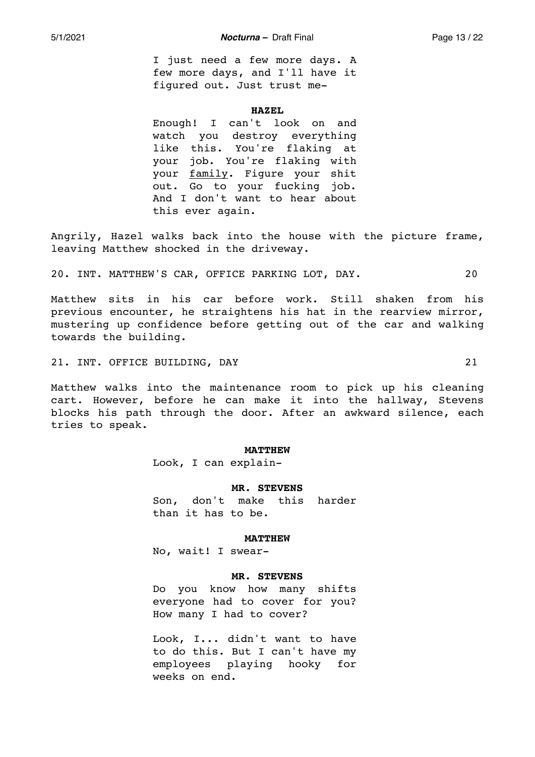I just need a few more days. A few more days, and I'll have it figured out. Just trust me-

**HAZEL**

Enough! I can't look on and watch you destroy everything like this. You're flaking at your job. You're flaking with your <u>family</u>. Figure your shit out. Go to your fucking job. And I don't want to hear about this ever again.

Angrily, Hazel walks back into the house with the picture frame, leaving Matthew shocked in the driveway.

20. INT. MATTHEW'S CAR, OFFICE PARKING LOT, DAY. 20

Matthew sits in his car before work. Still shaken from his previous encounter, he straightens his hat in the rearview mirror, mustering up confidence before getting out of the car and walking towards the building.

21. INT. OFFICE BUILDING, DAY 21

Matthew walks into the maintenance room to pick up his cleaning cart. However, before he can make it into the hallway, Stevens blocks his path through the door. After an awkward silence, each tries to speak.

**MATTHEW**

Look, I can explain-

**MR. STEVENS**

Son, don't make this harder than it has to be.

**MATTHEW**

No, wait! I swear-

**MR. STEVENS**

Do you know how many shifts everyone had to cover for you? How many I had to cover?

Look, I... didn't want to have to do this. But I can't have my employees playing hooky for weeks on end.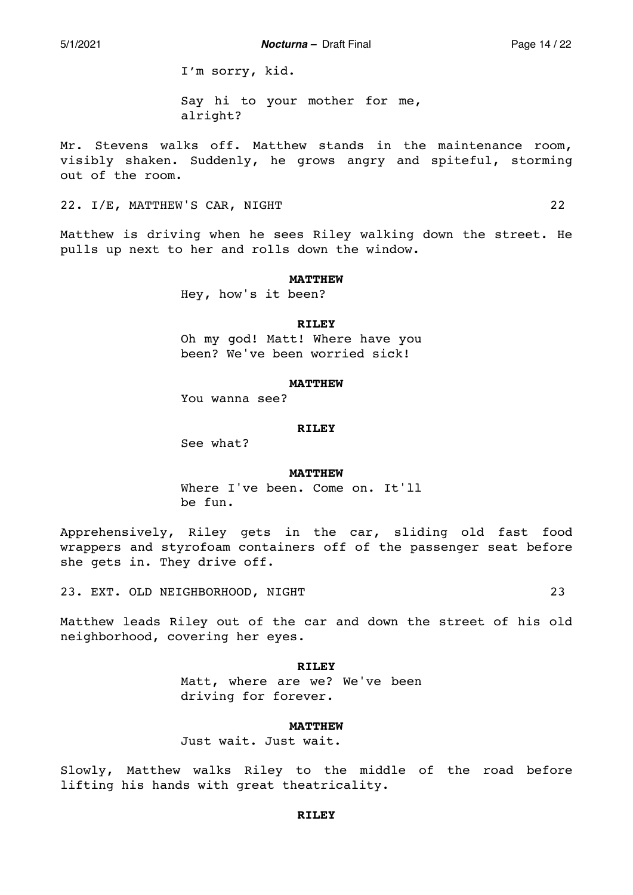I'm sorry, kid.

Say hi to your mother for me, alright?

Mr. Stevens walks off. Matthew stands in the maintenance room, visibly shaken. Suddenly, he grows angry and spiteful, storming out of the room.

22. I/E, MATTHEW'S CAR, NIGHT 22

Matthew is driving when he sees Riley walking down the street. He pulls up next to her and rolls down the window.

**MATTHEW**
Hey, how's it been?

**RILEY**
Oh my god! Matt! Where have you been? We've been worried sick!

**MATTHEW**
You wanna see?

**RILEY**
See what?

**MATTHEW**
Where I've been. Come on. It'll be fun.

Apprehensively, Riley gets in the car, sliding old fast food wrappers and styrofoam containers off of the passenger seat before she gets in. They drive off.

23. EXT. OLD NEIGHBORHOOD, NIGHT 23

Matthew leads Riley out of the car and down the street of his old neighborhood, covering her eyes.

**RILEY**
Matt, where are we? We've been driving for forever.

**MATTHEW**
Just wait. Just wait.

Slowly, Matthew walks Riley to the middle of the road before lifting his hands with great theatricality.

**RILEY**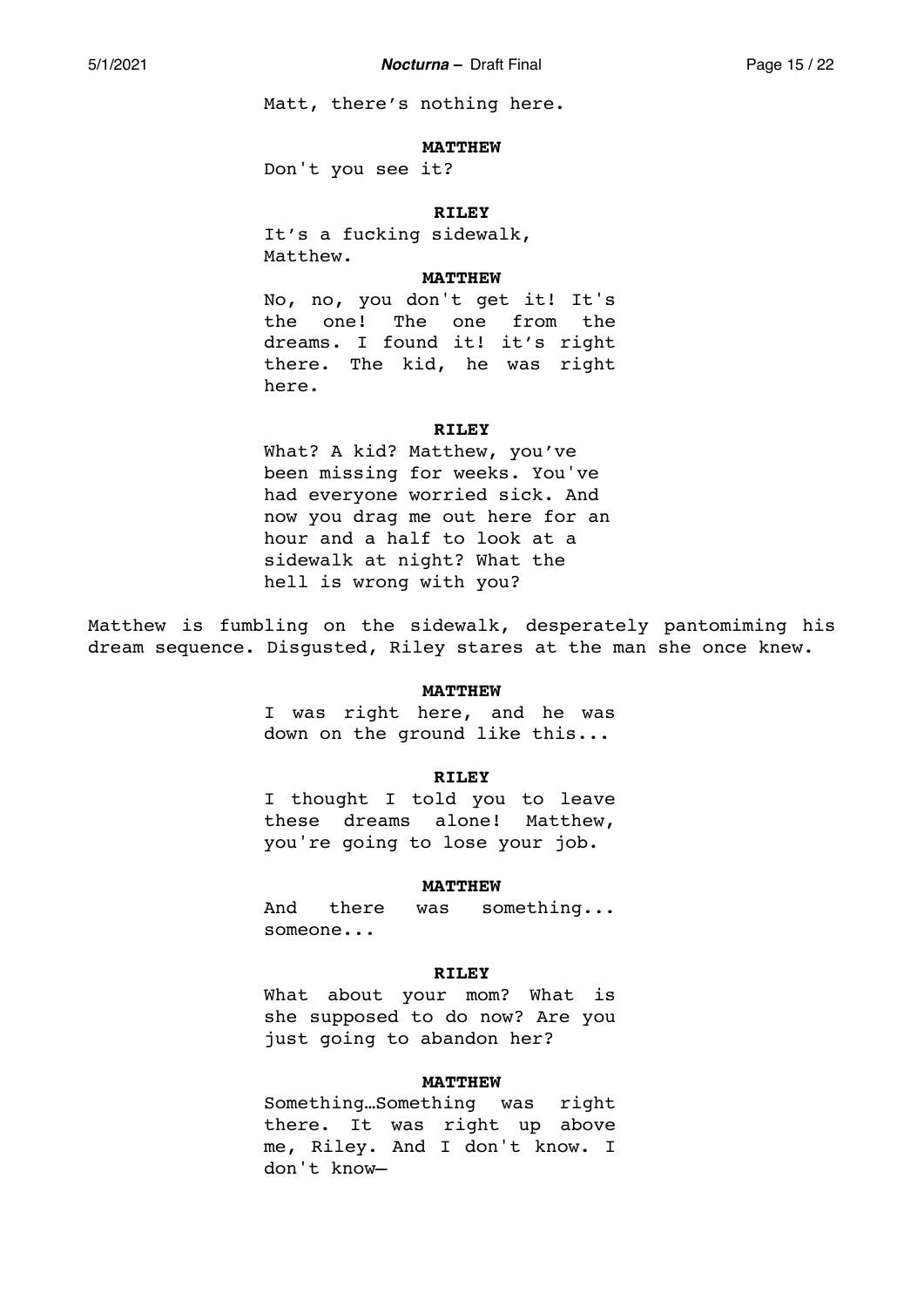Matt, there's nothing here.

**MATTHEW**

Don't you see it?

**RILEY**

It's a fucking sidewalk, Matthew.

**MATTHEW**

No, no, you don't get it! It's the one! The one from the dreams. I found it! it's right there. The kid, he was right here.

**RILEY**

What? A kid? Matthew, you've been missing for weeks. You've had everyone worried sick. And now you drag me out here for an hour and a half to look at a sidewalk at night? What the hell is wrong with you?

Matthew is fumbling on the sidewalk, desperately pantomiming his dream sequence. Disgusted, Riley stares at the man she once knew.

**MATTHEW**

I was right here, and he was down on the ground like this...

**RILEY**

I thought I told you to leave these dreams alone! Matthew, you're going to lose your job.

**MATTHEW**

And there was something... someone...

**RILEY**

What about your mom? What is she supposed to do now? Are you just going to abandon her?

**MATTHEW**

Something…Something was right there. It was right up above me, Riley. And I don't know. I don't know—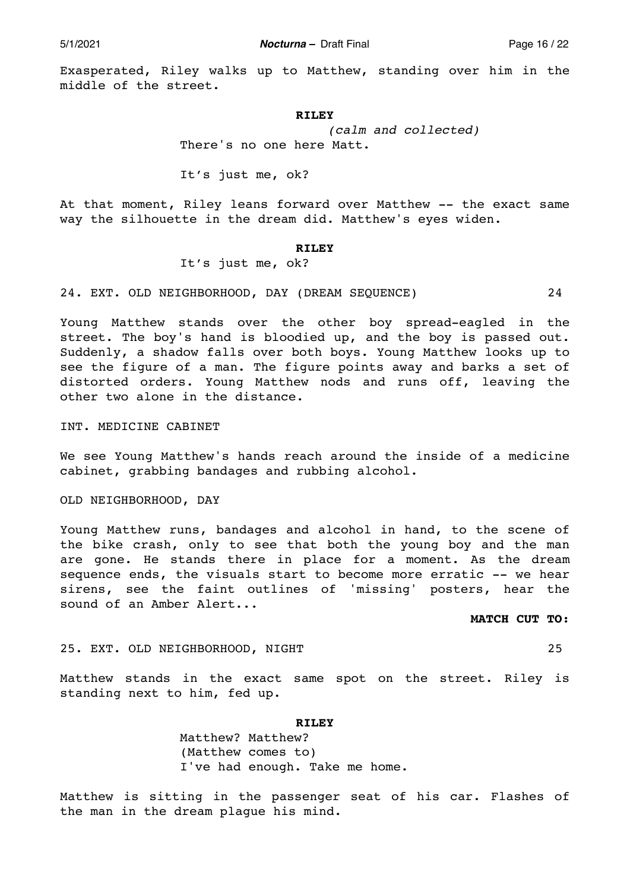Exasperated, Riley walks up to Matthew, standing over him in the middle of the street.

**RILEY**

*(calm and collected)*

There's no one here Matt.

It's just me, ok?

At that moment, Riley leans forward over Matthew -- the exact same way the silhouette in the dream did. Matthew's eyes widen.

**RILEY**

It's just me, ok?

24. EXT. OLD NEIGHBORHOOD, DAY (DREAM SEQUENCE) 24

Young Matthew stands over the other boy spread-eagled in the street. The boy's hand is bloodied up, and the boy is passed out. Suddenly, a shadow falls over both boys. Young Matthew looks up to see the figure of a man. The figure points away and barks a set of distorted orders. Young Matthew nods and runs off, leaving the other two alone in the distance.

INT. MEDICINE CABINET

We see Young Matthew's hands reach around the inside of a medicine cabinet, grabbing bandages and rubbing alcohol.

OLD NEIGHBORHOOD, DAY

Young Matthew runs, bandages and alcohol in hand, to the scene of the bike crash, only to see that both the young boy and the man are gone. He stands there in place for a moment. As the dream sequence ends, the visuals start to become more erratic -- we hear sirens, see the faint outlines of 'missing' posters, hear the sound of an Amber Alert...

**MATCH CUT TO:**

25. EXT. OLD NEIGHBORHOOD, NIGHT 25

Matthew stands in the exact same spot on the street. Riley is standing next to him, fed up.

**RILEY**

Matthew? Matthew?
(Matthew comes to)
I've had enough. Take me home.

Matthew is sitting in the passenger seat of his car. Flashes of the man in the dream plague his mind.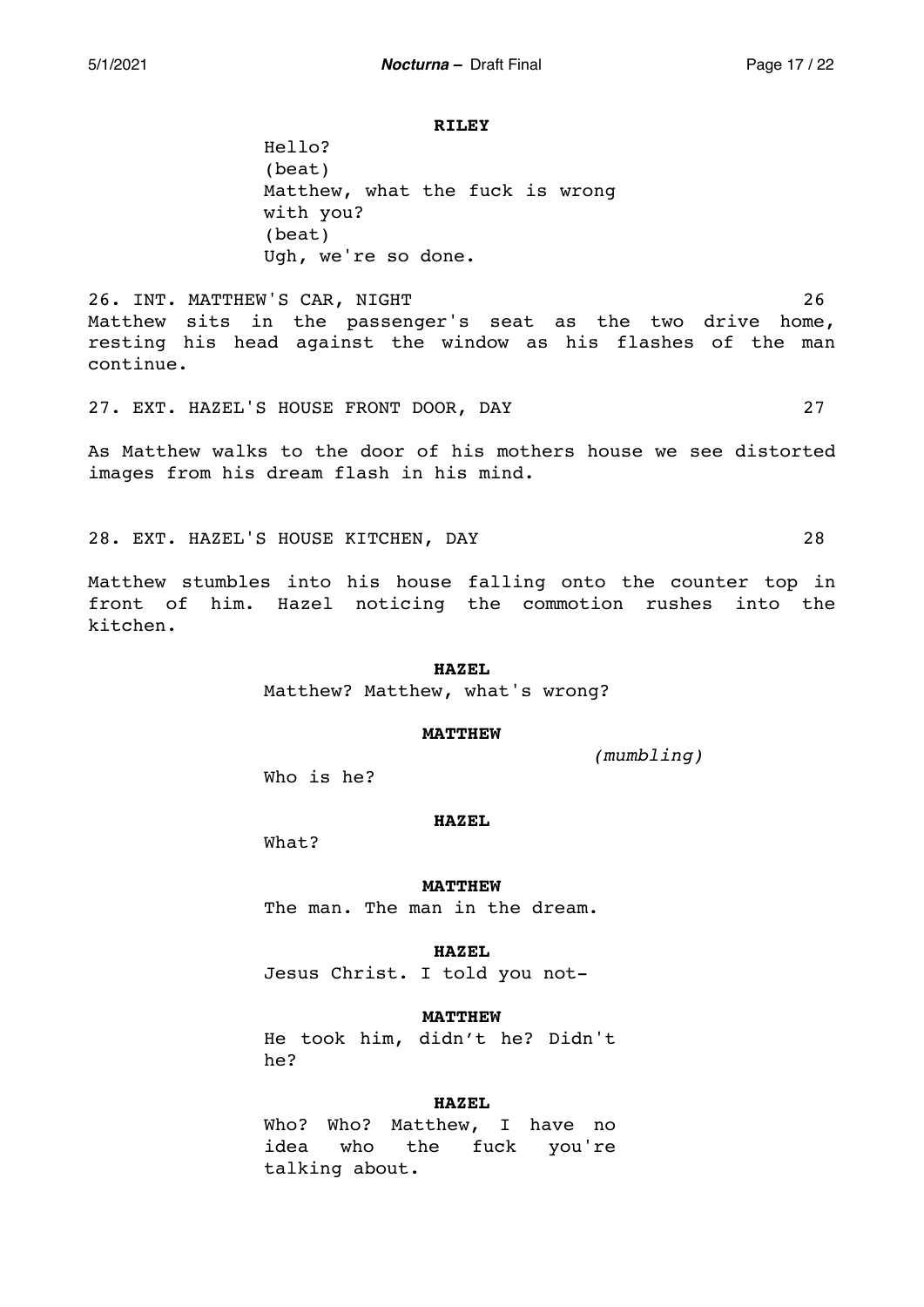**RILEY**

Hello?
(beat)
Matthew, what the fuck is wrong with you?
(beat)
Ugh, we're so done.

26. INT. MATTHEW'S CAR, NIGHT 26

Matthew sits in the passenger's seat as the two drive home, resting his head against the window as his flashes of the man continue.

27. EXT. HAZEL'S HOUSE FRONT DOOR, DAY 27

As Matthew walks to the door of his mothers house we see distorted images from his dream flash in his mind.

28. EXT. HAZEL'S HOUSE KITCHEN, DAY 28

Matthew stumbles into his house falling onto the counter top in front of him. Hazel noticing the commotion rushes into the kitchen.

**HAZEL**

Matthew? Matthew, what's wrong?

**MATTHEW**

*(mumbling)*

Who is he?

**HAZEL**

What?

**MATTHEW**

The man. The man in the dream.

**HAZEL**

Jesus Christ. I told you not-

**MATTHEW**

He took him, didn't he? Didn't he?

**HAZEL**

Who? Who? Matthew, I have no idea who the fuck you're talking about.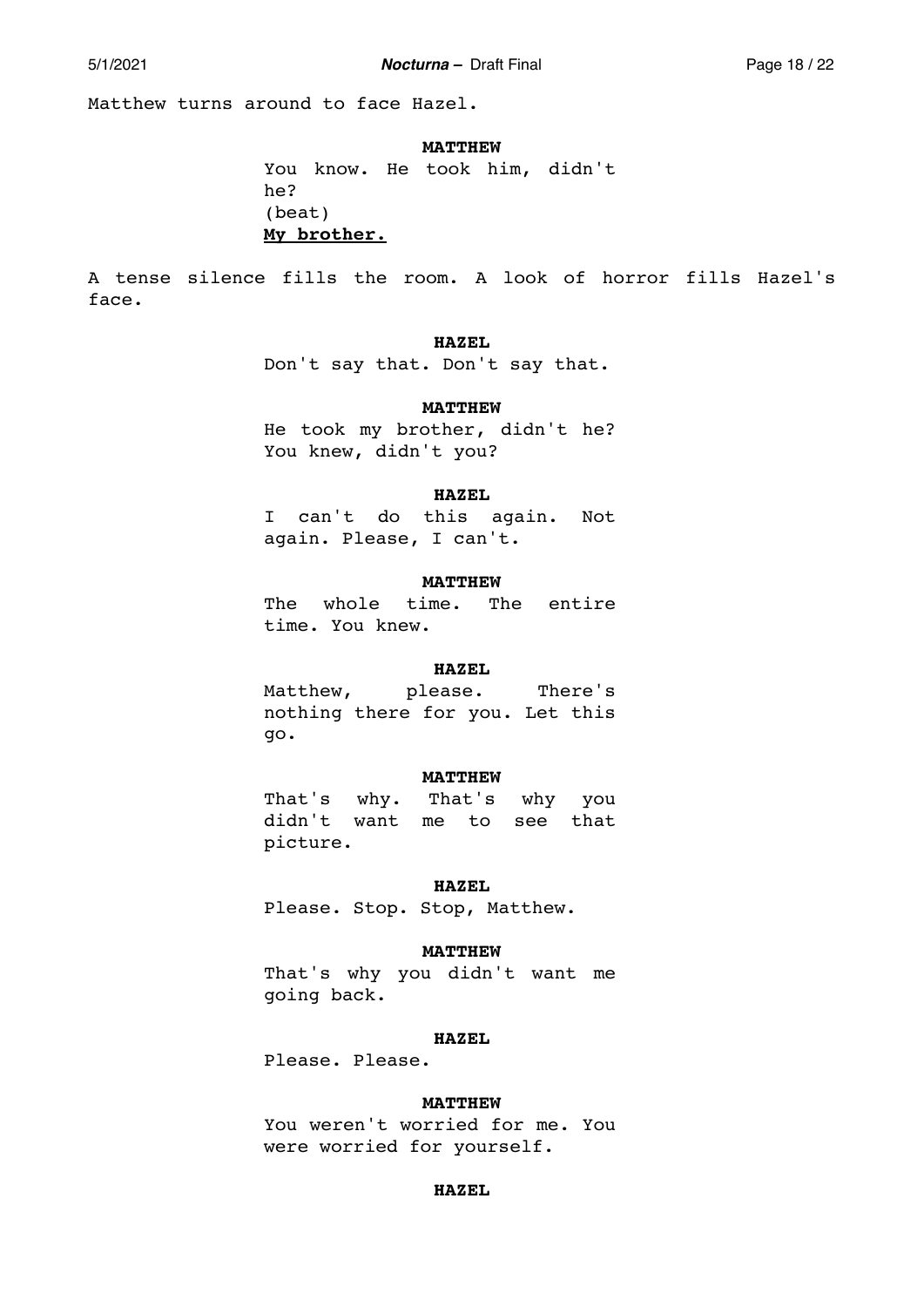Matthew turns around to face Hazel.

**MATTHEW**
You know. He took him, didn't he?
(beat)
**<u>My brother.</u>**

A tense silence fills the room. A look of horror fills Hazel's face.

**HAZEL**
Don't say that. Don't say that.

**MATTHEW**
He took my brother, didn't he? You knew, didn't you?

**HAZEL**
I can't do this again. Not again. Please, I can't.

**MATTHEW**
The whole time. The entire time. You knew.

**HAZEL**
Matthew, please. There's nothing there for you. Let this go.

**MATTHEW**
That's why. That's why you didn't want me to see that picture.

**HAZEL**
Please. Stop. Stop, Matthew.

**MATTHEW**
That's why you didn't want me going back.

**HAZEL**
Please. Please.

**MATTHEW**
You weren't worried for me. You were worried for yourself.

**HAZEL**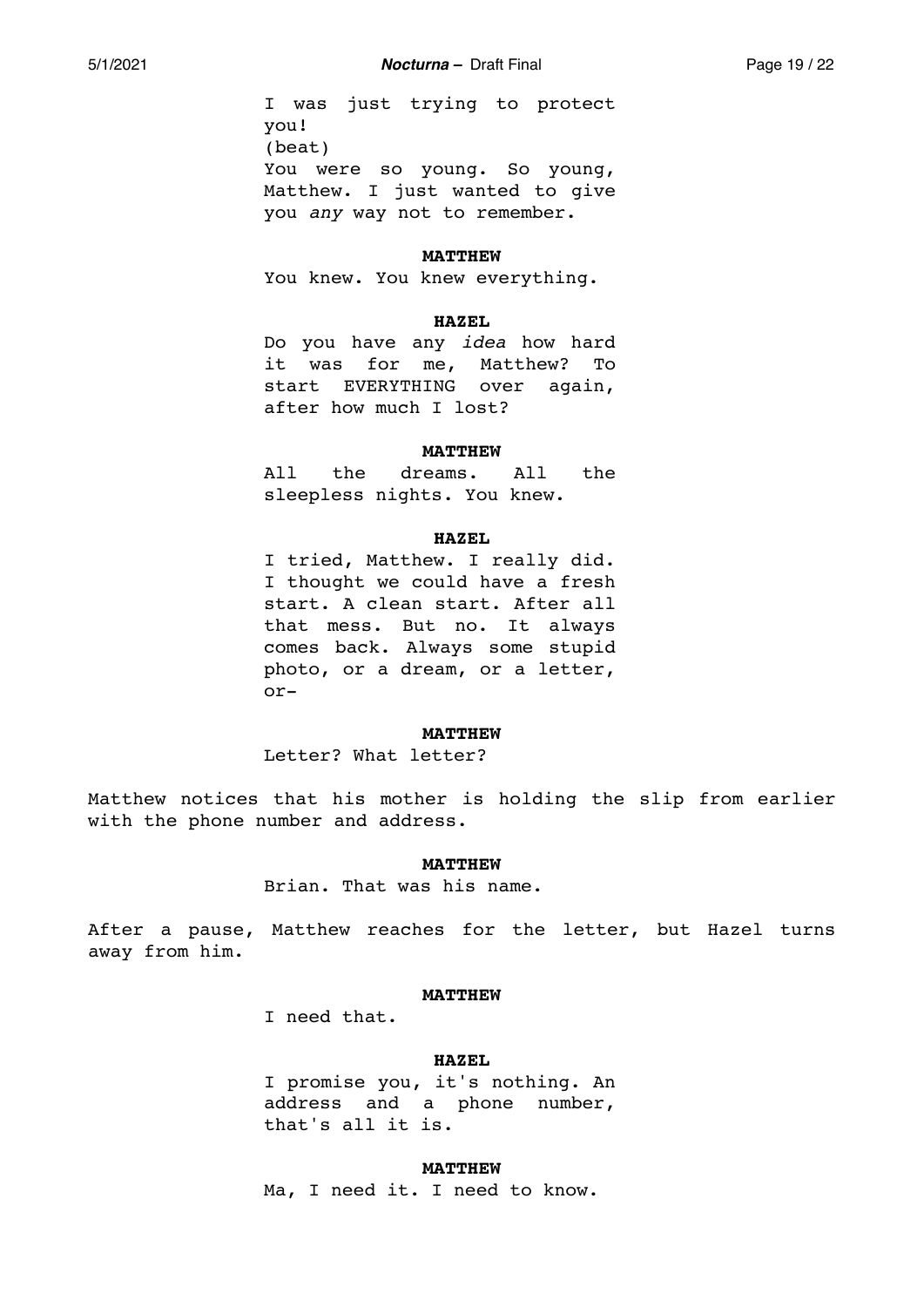I was just trying to protect you!
(beat)
You were so young. So young, Matthew. I just wanted to give you *any* way not to remember.

**MATTHEW**
You knew. You knew everything.

**HAZEL**
Do you have any *idea* how hard it was for me, Matthew? To start EVERYTHING over again, after how much I lost?

**MATTHEW**
All the dreams. All the sleepless nights. You knew.

**HAZEL**
I tried, Matthew. I really did. I thought we could have a fresh start. A clean start. After all that mess. But no. It always comes back. Always some stupid photo, or a dream, or a letter, or-

**MATTHEW**
Letter? What letter?

Matthew notices that his mother is holding the slip from earlier with the phone number and address.

**MATTHEW**
Brian. That was his name.

After a pause, Matthew reaches for the letter, but Hazel turns away from him.

**MATTHEW**
I need that.

**HAZEL**
I promise you, it's nothing. An address and a phone number, that's all it is.

**MATTHEW**
Ma, I need it. I need to know.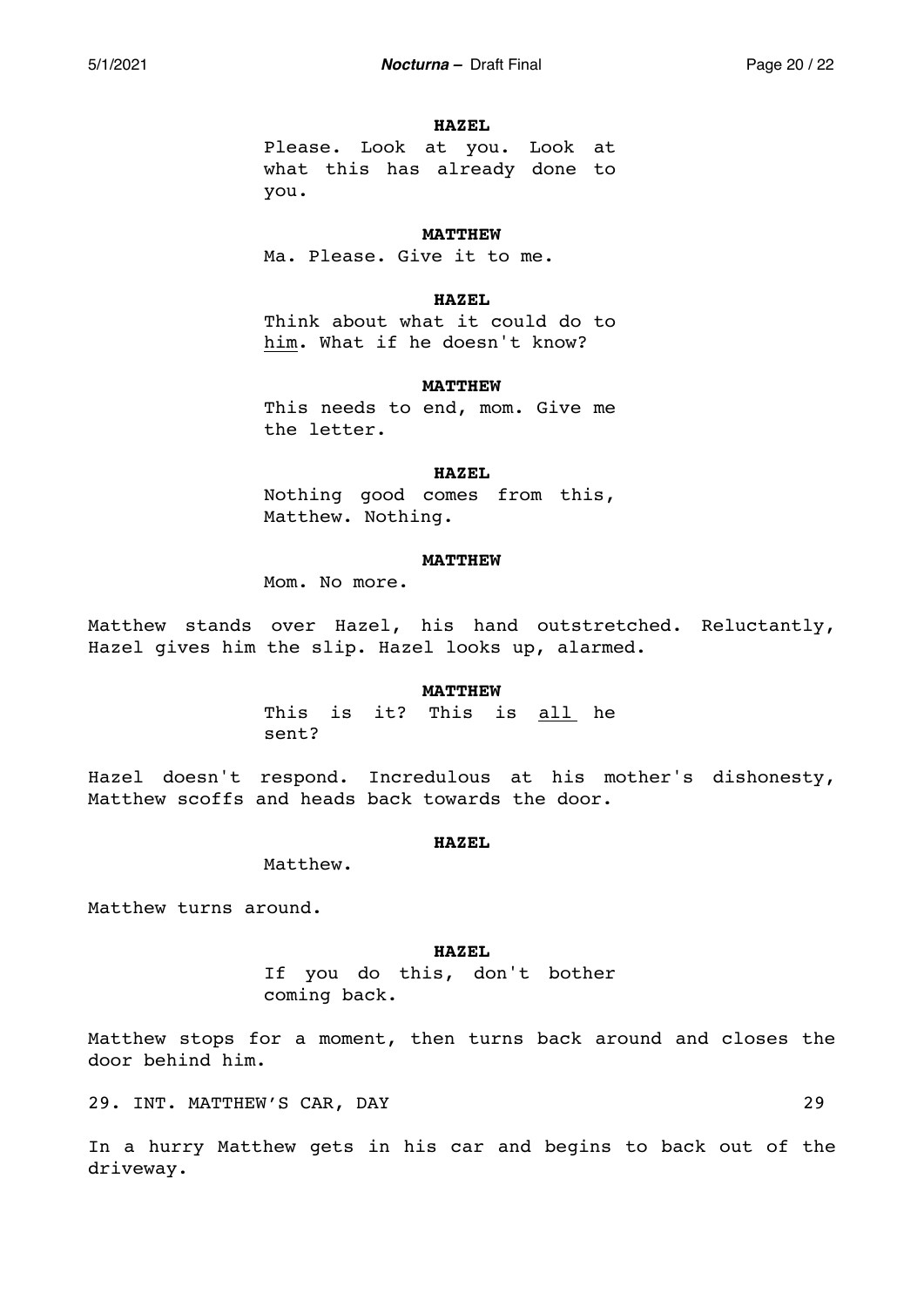**HAZEL**

Please. Look at you. Look at what this has already done to you.

**MATTHEW**

Ma. Please. Give it to me.

**HAZEL**

Think about what it could do to <u>him</u>. What if he doesn't know?

**MATTHEW**

This needs to end, mom. Give me the letter.

**HAZEL**

Nothing good comes from this, Matthew. Nothing.

**MATTHEW**

Mom. No more.

Matthew stands over Hazel, his hand outstretched. Reluctantly, Hazel gives him the slip. Hazel looks up, alarmed.

**MATTHEW**

This is it? This is <u>all</u> he sent?

Hazel doesn't respond. Incredulous at his mother's dishonesty, Matthew scoffs and heads back towards the door.

**HAZEL**

Matthew.

Matthew turns around.

**HAZEL**

If you do this, don't bother coming back.

Matthew stops for a moment, then turns back around and closes the door behind him.

29. INT. MATTHEW'S CAR, DAY 29

In a hurry Matthew gets in his car and begins to back out of the driveway.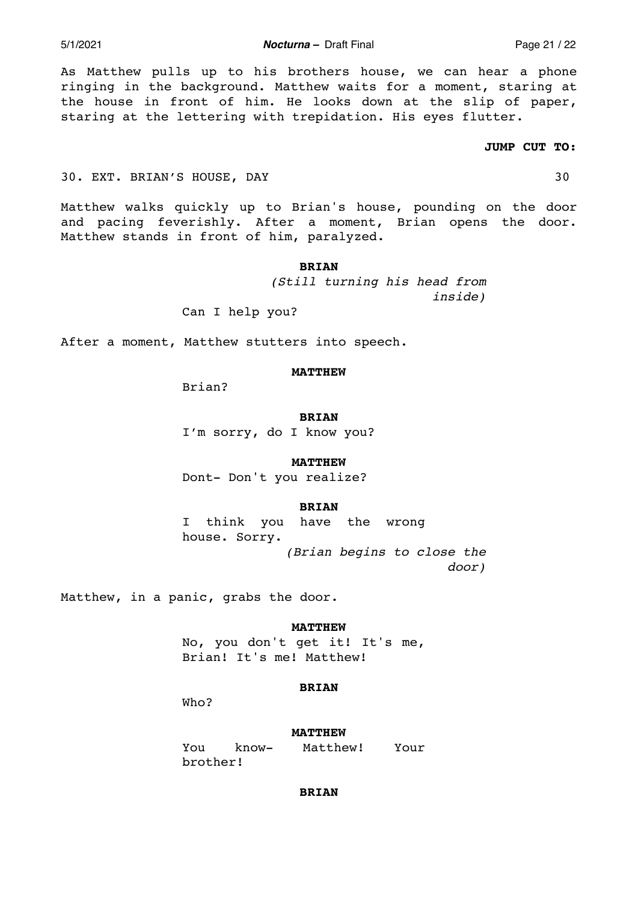As Matthew pulls up to his brothers house, we can hear a phone ringing in the background. Matthew waits for a moment, staring at the house in front of him. He looks down at the slip of paper, staring at the lettering with trepidation. His eyes flutter.

**JUMP CUT TO:**

30. EXT. BRIAN'S HOUSE, DAY 30

Matthew walks quickly up to Brian's house, pounding on the door and pacing feverishly. After a moment, Brian opens the door. Matthew stands in front of him, paralyzed.

**BRIAN**
*(Still turning his head from inside)*
Can I help you?

After a moment, Matthew stutters into speech.

**MATTHEW**
Brian?

**BRIAN**
I'm sorry, do I know you?

**MATTHEW**
Dont- Don't you realize?

**BRIAN**
I think you have the wrong house. Sorry.
*(Brian begins to close the door)*

Matthew, in a panic, grabs the door.

**MATTHEW**
No, you don't get it! It's me, Brian! It's me! Matthew!

**BRIAN**
Who?

**MATTHEW**
You know- Matthew! Your brother!

**BRIAN**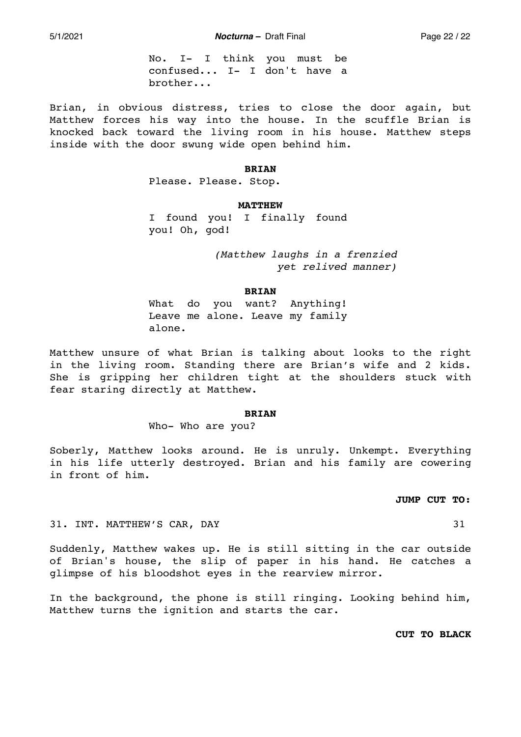No. I- I think you must be confused... I- I don't have a brother...

Brian, in obvious distress, tries to close the door again, but Matthew forces his way into the house. In the scuffle Brian is knocked back toward the living room in his house. Matthew steps inside with the door swung wide open behind him.

**BRIAN**

Please. Please. Stop.

**MATTHEW**

I found you! I finally found you! Oh, god!

*(Matthew laughs in a frenzied yet relived manner)*

**BRIAN**

What do you want? Anything! Leave me alone. Leave my family alone.

Matthew unsure of what Brian is talking about looks to the right in the living room. Standing there are Brian's wife and 2 kids. She is gripping her children tight at the shoulders stuck with fear staring directly at Matthew.

**BRIAN**

Who- Who are you?

Soberly, Matthew looks around. He is unruly. Unkempt. Everything in his life utterly destroyed. Brian and his family are cowering in front of him.

**JUMP CUT TO:**

31. INT. MATTHEW'S CAR, DAY 31

Suddenly, Matthew wakes up. He is still sitting in the car outside of Brian's house, the slip of paper in his hand. He catches a glimpse of his bloodshot eyes in the rearview mirror.

In the background, the phone is still ringing. Looking behind him, Matthew turns the ignition and starts the car.

**CUT TO BLACK**